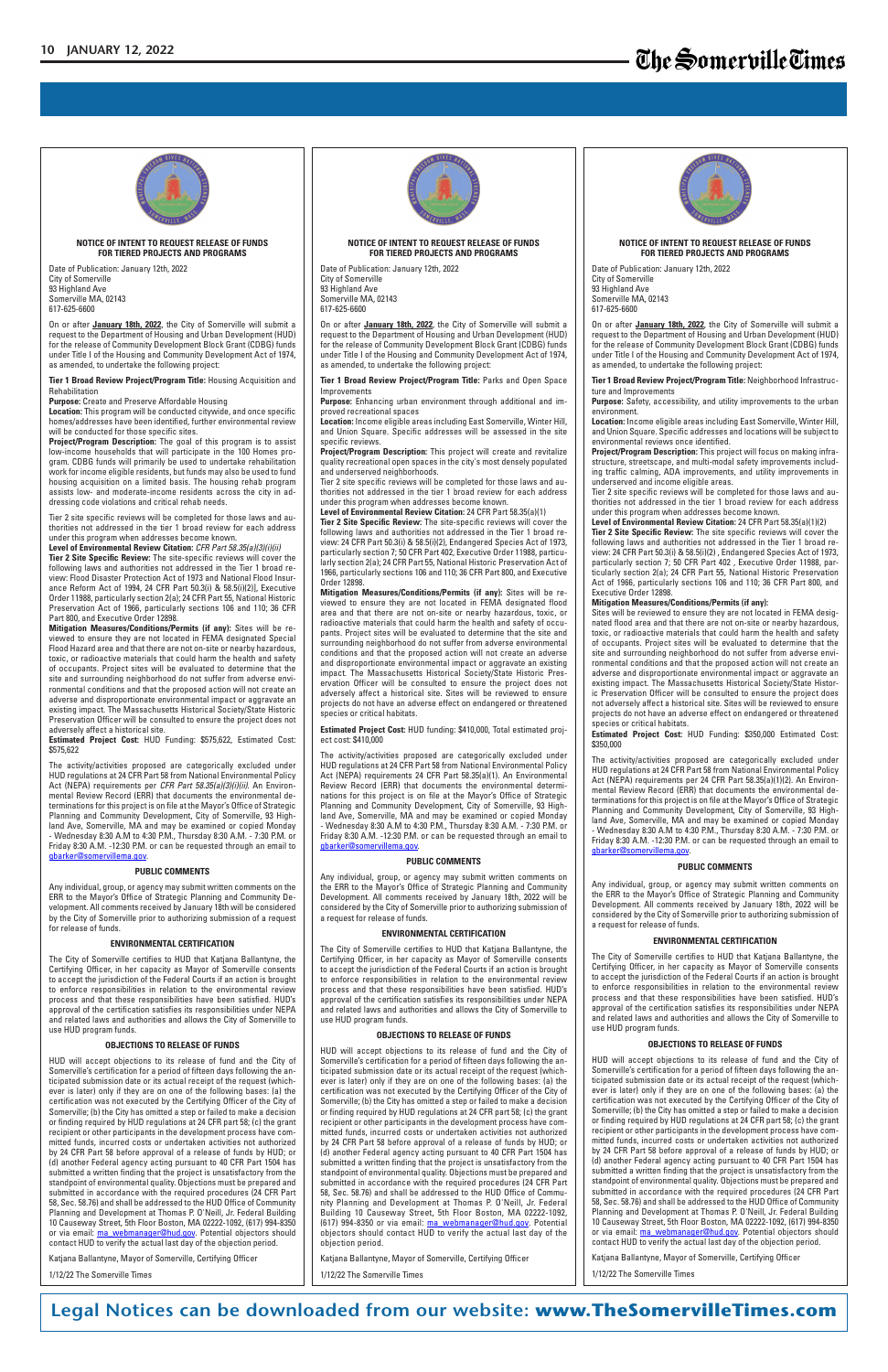### NOTICE OF INTENT TO REQUEST RELEASE OF FUNDS FOR TIERED PROJECTS AND PROGRAMS

Date of Publication: January 12th, 2022
City of Somerville
93 Highland Ave
Somerville MA, 02143
617-625-6600

On or after **January 18th, 2022**, the City of Somerville will submit a request to the Department of Housing and Urban Development (HUD) for the release of Community Development Block Grant (CDBG) funds under Title I of the Housing and Community Development Act of 1974, as amended, to undertake the following project:

**Tier 1 Broad Review Project/Program Title:** Housing Acquisition and Rehabilitation

**Purpose:** Create and Preserve Affordable Housing

**Location:** This program will be conducted citywide, and once specific homes/addresses have been identified, further environmental review will be conducted for those specific sites.

**Project/Program Description:** The goal of this program is to assist low-income households that will participate in the 100 Homes program. CDBG funds will primarily be used to undertake rehabilitation work for income eligible residents, but funds may also be used to fund housing acquisition on a limited basis. The housing rehab program assists low- and moderate-income residents across the city in addressing code violations and critical rehab needs.

Tier 2 site specific reviews will be completed for those laws and authorities not addressed in the tier 1 broad review for each address under this program when addresses become known.

**Level of Environmental Review Citation:** *CFR Part 58.35(a)(3)(i)(ii)*

**Tier 2 Site Specific Review:** The site-specific reviews will cover the following laws and authorities not addressed in the Tier 1 broad review: Flood Disaster Protection Act of 1973 and National Flood Insurance Reform Act of 1994, 24 CFR Part 50.3(i) & 58.5(i)(2)], Executive Order 11988, particularly section 2(a); 24 CFR Part 55, National Historic Preservation Act of 1966, particularly sections 106 and 110; 36 CFR Part 800, and Executive Order 12898.

**Mitigation Measures/Conditions/Permits (if any):** Sites will be reviewed to ensure they are not located in FEMA designated Special Flood Hazard area and that there are not on-site or nearby hazardous, toxic, or radioactive materials that could harm the health and safety of occupants. Project sites will be evaluated to determine that the site and surrounding neighborhood do not suffer from adverse environmental conditions and that the proposed action will not create an adverse and disproportionate environmental impact or aggravate an existing impact. The Massachusetts Historical Society/State Historic Preservation Officer will be consulted to ensure the project does not adversely affect a historical site.

**Estimated Project Cost:** HUD Funding: $575,622, Estimated Cost: $575,622

The activity/activities proposed are categorically excluded under HUD regulations at 24 CFR Part 58 from National Environmental Policy Act (NEPA) requirements per *CFR Part 58.35(a)(3)(i)(ii)*. An Environmental Review Record (ERR) that documents the environmental determinations for this project is on file at the Mayor's Office of Strategic Planning and Community Development, City of Somerville, 93 Highland Ave, Somerville, MA and may be examined or copied Monday - Wednesday 8:30 A.M to 4:30 P.M., Thursday 8:30 A.M. - 7:30 P.M. or Friday 8:30 A.M. -12:30 P.M. or can be requested through an email to gbarker@somervillema.gov.

#### PUBLIC COMMENTS

Any individual, group, or agency may submit written comments on the ERR to the Mayor's Office of Strategic Planning and Community Development. All comments received by January 18th will be considered by the City of Somerville prior to authorizing submission of a request for release of funds.

#### ENVIRONMENTAL CERTIFICATION

The City of Somerville certifies to HUD that Katjana Ballantyne, the Certifying Officer, in her capacity as Mayor of Somerville consents to accept the jurisdiction of the Federal Courts if an action is brought to enforce responsibilities in relation to the environmental review process and that these responsibilities have been satisfied. HUD's approval of the certification satisfies its responsibilities under NEPA and related laws and authorities and allows the City of Somerville to use HUD program funds.

#### OBJECTIONS TO RELEASE OF FUNDS

HUD will accept objections to its release of fund and the City of Somerville's certification for a period of fifteen days following the anticipated submission date or its actual receipt of the request (whichever is later) only if they are on one of the following bases: (a) the certification was not executed by the Certifying Officer of the City of Somerville; (b) the City has omitted a step or failed to make a decision or finding required by HUD regulations at 24 CFR part 58; (c) the grant recipient or other participants in the development process have committed funds, incurred costs or undertaken activities not authorized by 24 CFR Part 58 before approval of a release of funds by HUD; or (d) another Federal agency acting pursuant to 40 CFR Part 1504 has submitted a written finding that the project is unsatisfactory from the standpoint of environmental quality. Objections must be prepared and submitted in accordance with the required procedures (24 CFR Part 58, Sec. 58.76) and shall be addressed to the HUD Office of Community Planning and Development at Thomas P. O'Neill, Jr. Federal Building 10 Causeway Street, 5th Floor Boston, MA 02222-1092, (617) 994-8350 or via email: ma_webmanager@hud.gov. Potential objectors should contact HUD to verify the actual last day of the objection period.

Katjana Ballantyne, Mayor of Somerville, Certifying Officer

1/12/22 The Somerville Times

### NOTICE OF INTENT TO REQUEST RELEASE OF FUNDS FOR TIERED PROJECTS AND PROGRAMS

Date of Publication: January 12th, 2022
City of Somerville
93 Highland Ave
Somerville MA, 02143
617-625-6600

On or after **January 18th, 2022**, the City of Somerville will submit a request to the Department of Housing and Urban Development (HUD) for the release of Community Development Block Grant (CDBG) funds under Title I of the Housing and Community Development Act of 1974, as amended, to undertake the following project:

**Tier 1 Broad Review Project/Program Title:** Parks and Open Space Improvements

**Purpose:** Enhancing urban environment through additional and improved recreational spaces

**Location:** Income eligible areas including East Somerville, Winter Hill, and Union Square. Specific addresses will be assessed in the site specific reviews.

**Project/Program Description:** This project will create and revitalize quality recreational open spaces in the city's most densely populated and underserved neighborhoods.

Tier 2 site specific reviews will be completed for those laws and authorities not addressed in the tier 1 broad review for each address under this program when addresses become known.

**Level of Environmental Review Citation:** 24 CFR Part 58.35(a)(1)

**Tier 2 Site Specific Review:** The site-specific reviews will cover the following laws and authorities not addressed in the Tier 1 broad review: 24 CFR Part 50.3(i) & 58.5(i)(2), Endangered Species Act of 1973, particularly section 7; 50 CFR Part 402, Executive Order 11988, particularly section 2(a); 24 CFR Part 55, National Historic Preservation Act of 1966, particularly sections 106 and 110; 36 CFR Part 800, and Executive Order 12898.

**Mitigation Measures/Conditions/Permits (if any):** Sites will be reviewed to ensure they are not located in FEMA designated flood area and that there are not on-site or nearby hazardous, toxic, or radioactive materials that could harm the health and safety of occupants. Project sites will be evaluated to determine that the site and surrounding neighborhood do not suffer from adverse environmental conditions and that the proposed action will not create an adverse and disproportionate environmental impact or aggravate an existing impact. The Massachusetts Historical Society/State Historic Preservation Officer will be consulted to ensure the project does not adversely affect a historical site. Sites will be reviewed to ensure projects do not have an adverse effect on endangered or threatened species or critical habitats.

**Estimated Project Cost:** HUD funding: $410,000, Total estimated project cost: $410,000

The activity/activities proposed are categorically excluded under HUD regulations at 24 CFR Part 58 from National Environmental Policy Act (NEPA) requirements 24 CFR Part 58.35(a)(1). An Environmental Review Record (ERR) that documents the environmental determinations for this project is on file at the Mayor's Office of Strategic Planning and Community Development, City of Somerville, 93 Highland Ave, Somerville, MA and may be examined or copied Monday - Wednesday 8:30 A.M to 4:30 P.M., Thursday 8:30 A.M. - 7:30 P.M. or Friday 8:30 A.M. -12:30 P.M. or can be requested through an email to gbarker@somervillema.gov.

#### PUBLIC COMMENTS

Any individual, group, or agency may submit written comments on the ERR to the Mayor's Office of Strategic Planning and Community Development. All comments received by January 18th, 2022 will be considered by the City of Somerville prior to authorizing submission of a request for release of funds.

#### ENVIRONMENTAL CERTIFICATION

The City of Somerville certifies to HUD that Katjana Ballantyne, the Certifying Officer, in her capacity as Mayor of Somerville consents to accept the jurisdiction of the Federal Courts if an action is brought to enforce responsibilities in relation to the environmental review process and that these responsibilities have been satisfied. HUD's approval of the certification satisfies its responsibilities under NEPA and related laws and authorities and allows the City of Somerville to use HUD program funds.

#### OBJECTIONS TO RELEASE OF FUNDS

HUD will accept objections to its release of fund and the City of Somerville's certification for a period of fifteen days following the anticipated submission date or its actual receipt of the request (whichever is later) only if they are on one of the following bases: (a) the certification was not executed by the Certifying Officer of the City of Somerville; (b) the City has omitted a step or failed to make a decision or finding required by HUD regulations at 24 CFR part 58; (c) the grant recipient or other participants in the development process have committed funds, incurred costs or undertaken activities not authorized by 24 CFR Part 58 before approval of a release of funds by HUD; or (d) another Federal agency acting pursuant to 40 CFR Part 1504 has submitted a written finding that the project is unsatisfactory from the standpoint of environmental quality. Objections must be prepared and submitted in accordance with the required procedures (24 CFR Part 58, Sec. 58.76) and shall be addressed to the HUD Office of Community Planning and Development at Thomas P. O'Neill, Jr. Federal Building 10 Causeway Street, 5th Floor Boston, MA 02222-1092, (617) 994-8350 or via email: ma_webmanager@hud.gov. Potential objectors should contact HUD to verify the actual last day of the objection period.

Katjana Ballantyne, Mayor of Somerville, Certifying Officer

1/12/22 The Somerville Times

### NOTICE OF INTENT TO REQUEST RELEASE OF FUNDS FOR TIERED PROJECTS AND PROGRAMS

Date of Publication: January 12th, 2022
City of Somerville
93 Highland Ave
Somerville MA, 02143
617-625-6600

On or after **January 18th, 2022**, the City of Somerville will submit a request to the Department of Housing and Urban Development (HUD) for the release of Community Development Block Grant (CDBG) funds under Title I of the Housing and Community Development Act of 1974, as amended, to undertake the following project:

**Tier 1 Broad Review Project/Program Title:** Neighborhood Infrastructure and Improvements

**Purpose:** Safety, accessibility, and utility improvements to the urban environment.

**Location:** Income eligible areas including East Somerville, Winter Hill, and Union Square. Specific addresses and locations will be subject to environmental reviews once identified.

**Project/Program Description:** This project will focus on making infrastructure, streetscape, and multi-modal safety improvements including traffic calming, ADA improvements, and utility improvements in underserved and income eligible areas.

Tier 2 site specific reviews will be completed for those laws and authorities not addressed in the tier 1 broad review for each address under this program when addresses become known.

**Level of Environmental Review Citation:** 24 CFR Part 58.35(a)(1)(2)

**Tier 2 Site Specific Review:** The site specific reviews will cover the following laws and authorities not addressed in the Tier 1 broad review: 24 CFR Part 50.3(i) & 58.5(i)(2) , Endangered Species Act of 1973, particularly section 7; 50 CFR Part 402 , Executive Order 11988, particularly section 2(a); 24 CFR Part 55, National Historic Preservation Act of 1966, particularly sections 106 and 110; 36 CFR Part 800, and Executive Order 12898.

**Mitigation Measures/Conditions/Permits (if any):**

Sites will be reviewed to ensure they are not located in FEMA designated flood area and that there are not on-site or nearby hazardous, toxic, or radioactive materials that could harm the health and safety of occupants. Project sites will be evaluated to determine that the site and surrounding neighborhood do not suffer from adverse environmental conditions and that the proposed action will not create an adverse and disproportionate environmental impact or aggravate an existing impact. The Massachusetts Historical Society/State Historic Preservation Officer will be consulted to ensure the project does not adversely affect a historical site. Sites will be reviewed to ensure projects do not have an adverse effect on endangered or threatened species or critical habitats.

**Estimated Project Cost:** HUD Funding: $350,000 Estimated Cost: $350,000

The activity/activities proposed are categorically excluded under HUD regulations at 24 CFR Part 58 from National Environmental Policy Act (NEPA) requirements per 24 CFR Part 58.35(a)(1)(2). An Environmental Review Record (ERR) that documents the environmental determinations for this project is on file at the Mayor's Office of Strategic Planning and Community Development, City of Somerville, 93 Highland Ave, Somerville, MA and may be examined or copied Monday - Wednesday 8:30 A.M to 4:30 P.M., Thursday 8:30 A.M. - 7:30 P.M. or Friday 8:30 A.M. -12:30 P.M. or can be requested through an email to gbarker@somervillema.gov.

#### PUBLIC COMMENTS

Any individual, group, or agency may submit written comments on the ERR to the Mayor's Office of Strategic Planning and Community Development. All comments received by January 18th, 2022 will be considered by the City of Somerville prior to authorizing submission of a request for release of funds.

#### ENVIRONMENTAL CERTIFICATION

The City of Somerville certifies to HUD that Katjana Ballantyne, the Certifying Officer, in her capacity as Mayor of Somerville consents to accept the jurisdiction of the Federal Courts if an action is brought to enforce responsibilities in relation to the environmental review process and that these responsibilities have been satisfied. HUD's approval of the certification satisfies its responsibilities under NEPA and related laws and authorities and allows the City of Somerville to use HUD program funds.

#### OBJECTIONS TO RELEASE OF FUNDS

HUD will accept objections to its release of fund and the City of Somerville's certification for a period of fifteen days following the anticipated submission date or its actual receipt of the request (whichever is later) only if they are on one of the following bases: (a) the certification was not executed by the Certifying Officer of the City of Somerville; (b) the City has omitted a step or failed to make a decision or finding required by HUD regulations at 24 CFR part 58; (c) the grant recipient or other participants in the development process have committed funds, incurred costs or undertaken activities not authorized by 24 CFR Part 58 before approval of a release of funds by HUD; or (d) another Federal agency acting pursuant to 40 CFR Part 1504 has submitted a written finding that the project is unsatisfactory from the standpoint of environmental quality. Objections must be prepared and submitted in accordance with the required procedures (24 CFR Part 58, Sec. 58.76) and shall be addressed to the HUD Office of Community Planning and Development at Thomas P. O'Neill, Jr. Federal Building 10 Causeway Street, 5th Floor Boston, MA 02222-1092, (617) 994-8350 or via email: ma_webmanager@hud.gov. Potential objectors should contact HUD to verify the actual last day of the objection period.

Katjana Ballantyne, Mayor of Somerville, Certifying Officer

1/12/22 The Somerville Times

**Legal Notices can be downloaded from our website: www.TheSomervilleTimes.com**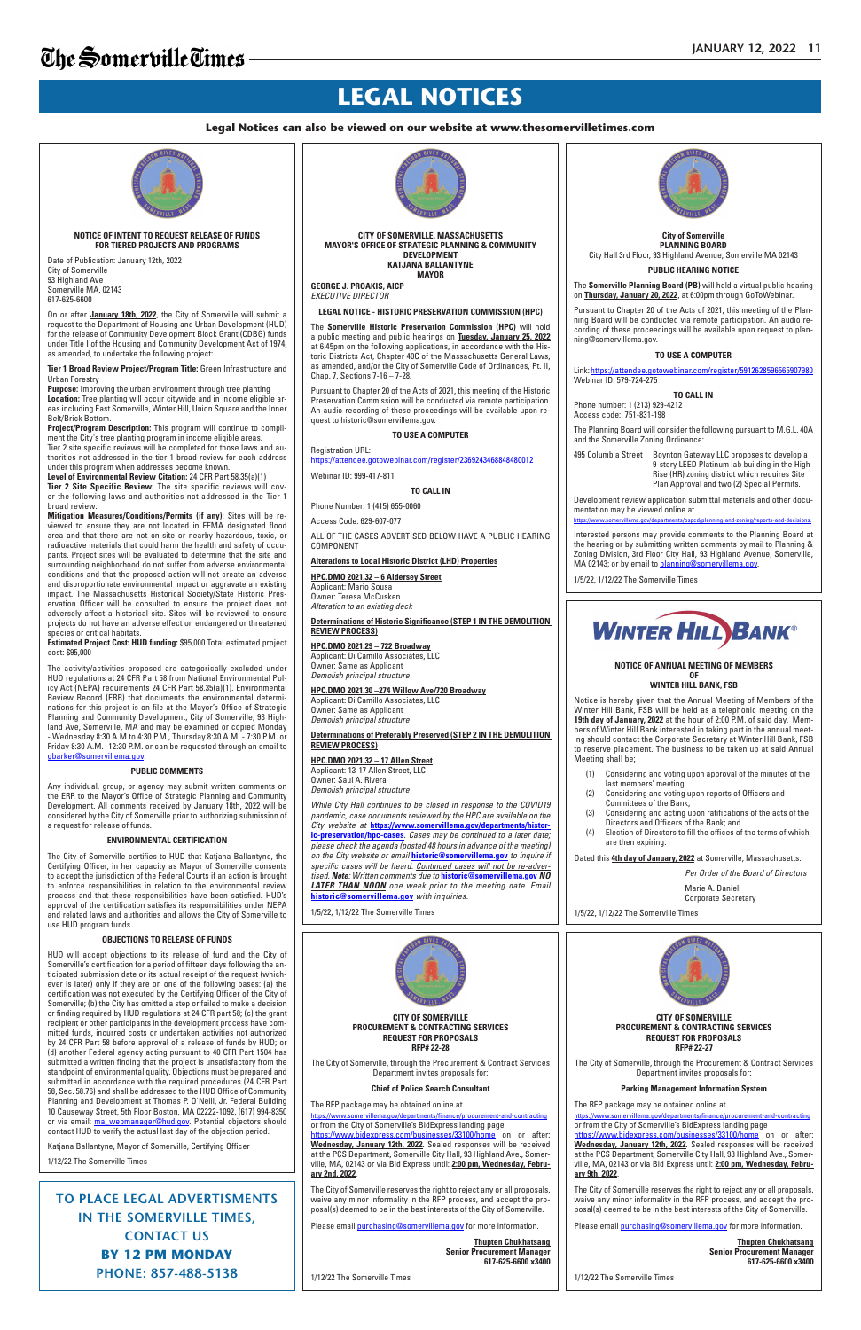# LEGAL NOTICES

**Legal Notices can also be viewed on our website at www.thesomervilletimes.com**

---

**NOTICE OF INTENT TO REQUEST RELEASE OF FUNDS FOR TIERED PROJECTS AND PROGRAMS**

Date of Publication: January 12th, 2022
City of Somerville
93 Highland Ave
Somerville MA, 02143
617-625-6600

On or after **January 18th, 2022**, the City of Somerville will submit a request to the Department of Housing and Urban Development (HUD) for the release of Community Development Block Grant (CDBG) funds under Title I of the Housing and Community Development Act of 1974, as amended, to undertake the following project:

**Tier 1 Broad Review Project/Program Title:** Green Infrastructure and Urban Forestry

**Purpose:** Improving the urban environment through tree planting

**Location:** Tree planting will occur citywide and in income eligible areas including East Somerville, Winter Hill, Union Square and the Inner Belt/Brick Bottom.

**Project/Program Description:** This program will continue to compliment the City's tree planting program in income eligible areas.

Tier 2 site specific reviews will be completed for those laws and authorities not addressed in the tier 1 broad review for each address under this program when addresses become known.

**Level of Environmental Review Citation:** 24 CFR Part 58.35(a)(1)

**Tier 2 Site Specific Review:** The site specific reviews will cover the following laws and authorities not addressed in the Tier 1 broad review:

**Mitigation Measures/Conditions/Permits (if any):** Sites will be reviewed to ensure they are not located in FEMA designated flood area and that there are not on-site or nearby hazardous, toxic, or radioactive materials that could harm the health and safety of occupants. Project sites will be evaluated to determine that the site and surrounding neighborhood do not suffer from adverse environmental conditions and that the proposed action will not create an adverse and disproportionate environmental impact or aggravate an existing impact. The Massachusetts Historical Society/State Historic Preservation Officer will be consulted to ensure the project does not adversely affect a historical site. Sites will be reviewed to ensure projects do not have an adverse effect on endangered or threatened species or critical habitats.

**Estimated Project Cost: HUD funding:** $95,000 Total estimated project cost: $95,000

The activity/activities proposed are categorically excluded under HUD regulations at 24 CFR Part 58 from National Environmental Policy Act (NEPA) requirements 24 CFR Part 58.35(a)(1). Environmental Review Record (ERR) that documents the environmental determinations for this project is on file at the Mayor's Office of Strategic Planning and Community Development, City of Somerville, 93 Highland Ave, Somerville, MA and may be examined or copied Monday - Wednesday 8:30 A.M to 4:30 P.M., Thursday 8:30 A.M. - 7:30 P.M. or Friday 8:30 A.M. -12:30 P.M. or can be requested through an email to gbarker@somervillema.gov.

**PUBLIC COMMENTS**

Any individual, group, or agency may submit written comments on the ERR to the Mayor's Office of Strategic Planning and Community Development. All comments received by January 18th, 2022 will be considered by the City of Somerville prior to authorizing submission of a request for release of funds.

**ENVIRONMENTAL CERTIFICATION**

The City of Somerville certifies to HUD that Katjana Ballantyne, the Certifying Officer, in her capacity as Mayor of Somerville consents to accept the jurisdiction of the Federal Courts if an action is brought to enforce responsibilities in relation to the environmental review process and that these responsibilities have been satisfied. HUD's approval of the certification satisfies its responsibilities under NEPA and related laws and authorities and allows the City of Somerville to use HUD program funds.

**OBJECTIONS TO RELEASE OF FUNDS**

HUD will accept objections to its release of fund and the City of Somerville's certification for a period of fifteen days following the anticipated submission date or its actual receipt of the request (whichever is later) only if they are on one of the following bases: (a) the certification was not executed by the Certifying Officer of the City of Somerville; (b) the City has omitted a step or failed to make a decision or finding required by HUD regulations at 24 CFR part 58; (c) the grant recipient or other participants in the development process have committed funds, incurred costs or undertaken activities not authorized by 24 CFR Part 58 before approval of a release of funds by HUD; or (d) another Federal agency acting pursuant to 40 CFR Part 1504 has submitted a written finding that the project is unsatisfactory from the standpoint of environmental quality. Objections must be prepared and submitted in accordance with the required procedures (24 CFR Part 58, Sec. 58.76) and shall be addressed to the HUD Office of Community Planning and Development at Thomas P. O'Neill, Jr. Federal Building 10 Causeway Street, 5th Floor Boston, MA 02222-1092, (617) 994-8350 or via email: ma_webmanager@hud.gov. Potential objectors should contact HUD to verify the actual last day of the objection period.

Katjana Ballantyne, Mayor of Somerville, Certifying Officer

1/12/22 The Somerville Times

---

**TO PLACE LEGAL ADVERTISEMENTS IN THE SOMERVILLE TIMES, CONTACT US**
**BY 12 PM MONDAY**
**PHONE: 857-488-5138**

---

**CITY OF SOMERVILLE, MASSACHUSETTS**
**MAYOR'S OFFICE OF STRATEGIC PLANNING & COMMUNITY DEVELOPMENT**
**KATJANA BALLANTYNE**
**MAYOR**

**GEORGE J. PROAKIS, AICP**
*EXECUTIVE DIRECTOR*

**LEGAL NOTICE - HISTORIC PRESERVATION COMMISSION (HPC)**

The **Somerville Historic Preservation Commission (HPC)** will hold a public meeting and public hearings on **Tuesday, January 25, 2022** at 6:45pm on the following applications, in accordance with the Historic Districts Act, Chapter 40C of the Massachusetts General Laws, as amended, and/or the City of Somerville Code of Ordinances, Pt. II, Chap. 7, Sections 7-16 – 7-28.

Pursuant to Chapter 20 of the Acts of 2021, this meeting of the Historic Preservation Commission will be conducted via remote participation. An audio recording of these proceedings will be available upon request to historic@somervillema.gov.

**TO USE A COMPUTER**

Registration URL:
https://attendee.gotowebinar.com/register/2369243468848480012

Webinar ID: 999-417-811

**TO CALL IN**

Phone Number: 1 (415) 655-0060

Access Code: 629-607-077

ALL OF THE CASES ADVERTISED BELOW HAVE A PUBLIC HEARING COMPONENT

**Alterations to Local Historic District (LHD) Properties**

**HPC.DMO 2021.32 – 6 Aldersey Street**
Applicant: Mario Sousa
Owner: Teresa McCusken
*Alteration to an existing deck*

**Determinations of Historic Significance (STEP 1 IN THE DEMOLITION REVIEW PROCESS)**

**HPC.DMO 2021.29 – 722 Broadway**
Applicant: Di Camillo Associates, LLC
Owner: Same as Applicant
*Demolish principal structure*

**HPC.DMO 2021.30 –274 Willow Ave/720 Broadway**
Applicant: Di Camillo Associates, LLC
Owner: Same as Applicant
*Demolish principal structure*

**Determinations of Preferably Preserved (STEP 2 IN THE DEMOLITION REVIEW PROCESS)**

**HPC.DMO 2021.32 – 17 Allen Street**
Applicant: 13-17 Allen Street, LLC
Owner: Saul A. Rivera
*Demolish principal structure*

*While City Hall continues to be closed in response to the COVID19 pandemic, case documents reviewed by the HPC are available on the City website at* **https://www.somervillema.gov/departments/historic-preservation/hpc-cases**. *Cases may be continued to a later date; please check the agenda (posted 48 hours in advance of the meeting) on the City website or email* **historic@somervillema.gov** *to inquire if specific cases will be heard. Continued cases will not be re-advertised.* ***Note:*** *Written comments due to* **historic@somervillema.gov** ***NO LATER THAN NOON*** *one week prior to the meeting date. Email* **historic@somervillema.gov** *with inquiries.*

1/5/22, 1/12/22 The Somerville Times

---

**CITY OF SOMERVILLE**
**PROCUREMENT & CONTRACTING SERVICES**
**REQUEST FOR PROPOSALS**
**RFP# 22-28**

The City of Somerville, through the Procurement & Contract Services Department invites proposals for:

**Chief of Police Search Consultant**

The RFP package may be obtained online at
https://www.somervillema.gov/departments/finance/procurement-and-contracting
or from the City of Somerville's BidExpress landing page
https://www.bidexpress.com/businesses/33100/home on or after: **Wednesday, January 12th, 2022**. Sealed responses will be received at the PCS Department, Somerville City Hall, 93 Highland Ave., Somerville, MA, 02143 or via Bid Express until: **2:00 pm, Wednesday, February 2nd, 2022**.

The City of Somerville reserves the right to reject any or all proposals, waive any minor informality in the RFP process, and accept the proposal(s) deemed to be in the best interests of the City of Somerville.

Please email purchasing@somervillema.gov for more information.

**Thupten Chukhatsang**
**Senior Procurement Manager**
**617-625-6600 x3400**

1/12/22 The Somerville Times

---

**City of Somerville**
**PLANNING BOARD**
City Hall 3rd Floor, 93 Highland Avenue, Somerville MA 02143

**PUBLIC HEARING NOTICE**

The **Somerville Planning Board (PB)** will hold a virtual public hearing on **Thursday, January 20, 2022**, at 6:00pm through GoToWebinar.

Pursuant to Chapter 20 of the Acts of 2021, this meeting of the Planning Board will be conducted via remote participation. An audio recording of these proceedings will be available upon request to planning@somervillema.gov.

**TO USE A COMPUTER**

Link: https://attendee.gotowebinar.com/register/5912628596565907980
Webinar ID: 579-724-275

**TO CALL IN**

Phone number: 1 (213) 929-4212
Access code: 751-831-198

The Planning Board will consider the following pursuant to M.G.L. 40A and the Somerville Zoning Ordinance:

495 Columbia Street — Boynton Gateway LLC proposes to develop a 9-story LEED Platinum lab building in the High Rise (HR) zoning district which requires Site Plan Approval and two (2) Special Permits.

Development review application submittal materials and other documentation may be viewed online at
https://www.somervillema.gov/departments/ospcd/planning-and-zoning/reports-and-decisions.

Interested persons may provide comments to the Planning Board at the hearing or by submitting written comments by mail to Planning & Zoning Division, 3rd Floor City Hall, 93 Highland Avenue, Somerville, MA 02143; or by email to planning@somervillema.gov.

1/5/22, 1/12/22 The Somerville Times

---

**WINTER HILL BANK®**

**NOTICE OF ANNUAL MEETING OF MEMBERS OF WINTER HILL BANK, FSB**

Notice is hereby given that the Annual Meeting of Members of the Winter Hill Bank, FSB will be held as a telephonic meeting on the **19th day of January, 2022** at the hour of 2:00 P.M. of said day. Members of Winter Hill Bank interested in taking part in the annual meeting should contact the Corporate Secretary at Winter Hill Bank, FSB to reserve placement. The business to be taken up at said Annual Meeting shall be;

(1) Considering and voting upon approval of the minutes of the last members' meeting;
(2) Considering and voting upon reports of Officers and Committees of the Bank;
(3) Considering and acting upon ratifications of the acts of the Directors and Officers of the Bank; and
(4) Election of Directors to fill the offices of the terms of which are then expiring.

Dated this **4th day of January, 2022** at Somerville, Massachusetts.

*Per Order of the Board of Directors*

Marie A. Danieli
Corporate Secretary

1/5/22, 1/12/22 The Somerville Times

---

**CITY OF SOMERVILLE**
**PROCUREMENT & CONTRACTING SERVICES**
**REQUEST FOR PROPOSALS**
**RFP# 22-27**

The City of Somerville, through the Procurement & Contract Services Department invites proposals for:

**Parking Management Information System**

The RFP package may be obtained online at
https://www.somervillema.gov/departments/finance/procurement-and-contracting
or from the City of Somerville's BidExpress landing page
https://www.bidexpress.com/businesses/33100/home on or after: **Wednesday, January 12th, 2022**. Sealed responses will be received at the PCS Department, Somerville City Hall, 93 Highland Ave., Somerville, MA, 02143 or via Bid Express until: **2:00 pm, Wednesday, February 9th, 2022**.

The City of Somerville reserves the right to reject any or all proposals, waive any minor informality in the RFP process, and accept the proposal(s) deemed to be in the best interests of the City of Somerville.

Please email purchasing@somervillema.gov for more information.

**Thupten Chukhatsang**
**Senior Procurement Manager**
**617-625-6600 x3400**

1/12/22 The Somerville Times